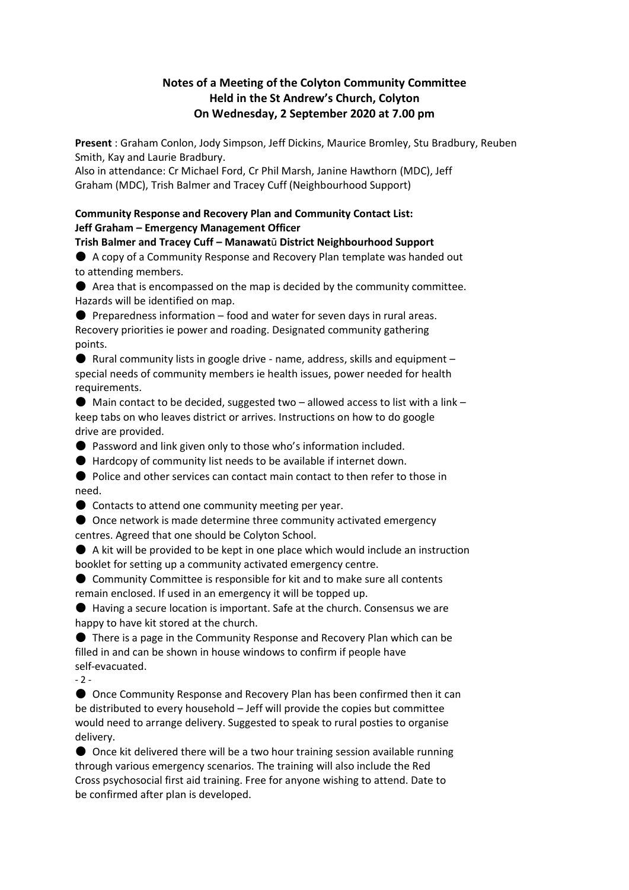**Notes of a Meeting of the Colyton Community Committee**
**Held in the St Andrew's Church, Colyton**
**On Wednesday, 2 September 2020 at 7.00 pm**

**Present** : Graham Conlon, Jody Simpson, Jeff Dickins, Maurice Bromley, Stu Bradbury, Reuben Smith, Kay and Laurie Bradbury.

Also in attendance: Cr Michael Ford, Cr Phil Marsh, Janine Hawthorn (MDC), Jeff Graham (MDC), Trish Balmer and Tracey Cuff (Neighbourhood Support)

**Community Response and Recovery Plan and Community Contact List:**
**Jeff Graham – Emergency Management Officer**
**Trish Balmer and Tracey Cuff – Manawatū District Neighbourhood Support**

- A copy of a Community Response and Recovery Plan template was handed out to attending members.
- Area that is encompassed on the map is decided by the community committee. Hazards will be identified on map.
- Preparedness information – food and water for seven days in rural areas. Recovery priorities ie power and roading. Designated community gathering points.
- Rural community lists in google drive - name, address, skills and equipment – special needs of community members ie health issues, power needed for health requirements.
- Main contact to be decided, suggested two – allowed access to list with a link – keep tabs on who leaves district or arrives. Instructions on how to do google drive are provided.
- Password and link given only to those who's information included.
- Hardcopy of community list needs to be available if internet down.
- Police and other services can contact main contact to then refer to those in need.
- Contacts to attend one community meeting per year.
- Once network is made determine three community activated emergency centres. Agreed that one should be Colyton School.
- A kit will be provided to be kept in one place which would include an instruction booklet for setting up a community activated emergency centre.
- Community Committee is responsible for kit and to make sure all contents remain enclosed. If used in an emergency it will be topped up.
- Having a secure location is important. Safe at the church. Consensus we are happy to have kit stored at the church.
- There is a page in the Community Response and Recovery Plan which can be filled in and can be shown in house windows to confirm if people have self-evacuated.

- Once Community Response and Recovery Plan has been confirmed then it can be distributed to every household – Jeff will provide the copies but committee would need to arrange delivery. Suggested to speak to rural posties to organise delivery.
- Once kit delivered there will be a two hour training session available running through various emergency scenarios. The training will also include the Red Cross psychosocial first aid training. Free for anyone wishing to attend. Date to be confirmed after plan is developed.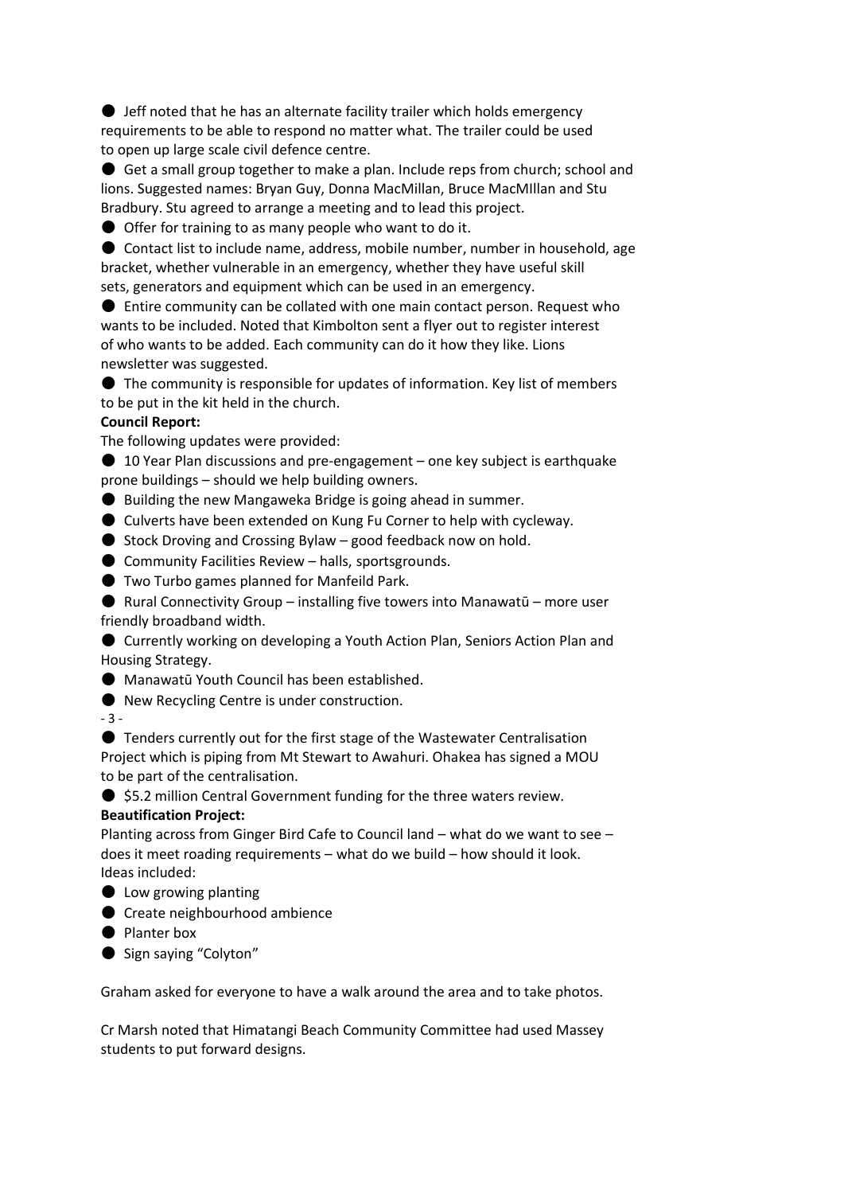- Jeff noted that he has an alternate facility trailer which holds emergency requirements to be able to respond no matter what. The trailer could be used to open up large scale civil defence centre.
- Get a small group together to make a plan. Include reps from church; school and lions. Suggested names: Bryan Guy, Donna MacMillan, Bruce MacMIllan and Stu Bradbury. Stu agreed to arrange a meeting and to lead this project.
- Offer for training to as many people who want to do it.
- Contact list to include name, address, mobile number, number in household, age bracket, whether vulnerable in an emergency, whether they have useful skill sets, generators and equipment which can be used in an emergency.
- Entire community can be collated with one main contact person. Request who wants to be included. Noted that Kimbolton sent a flyer out to register interest of who wants to be added. Each community can do it how they like. Lions newsletter was suggested.
- The community is responsible for updates of information. Key list of members to be put in the kit held in the church.

**Council Report:**

The following updates were provided:

- 10 Year Plan discussions and pre-engagement – one key subject is earthquake prone buildings – should we help building owners.
- Building the new Mangaweka Bridge is going ahead in summer.
- Culverts have been extended on Kung Fu Corner to help with cycleway.
- Stock Droving and Crossing Bylaw – good feedback now on hold.
- Community Facilities Review – halls, sportsgrounds.
- Two Turbo games planned for Manfeild Park.
- Rural Connectivity Group – installing five towers into Manawatū – more user friendly broadband width.
- Currently working on developing a Youth Action Plan, Seniors Action Plan and Housing Strategy.
- Manawatū Youth Council has been established.
- New Recycling Centre is under construction.
- Tenders currently out for the first stage of the Wastewater Centralisation Project which is piping from Mt Stewart to Awahuri. Ohakea has signed a MOU to be part of the centralisation.
- $5.2 million Central Government funding for the three waters review.

**Beautification Project:**

Planting across from Ginger Bird Cafe to Council land – what do we want to see – does it meet roading requirements – what do we build – how should it look. Ideas included:

- Low growing planting
- Create neighbourhood ambience
- Planter box
- Sign saying "Colyton"

Graham asked for everyone to have a walk around the area and to take photos.

Cr Marsh noted that Himatangi Beach Community Committee had used Massey students to put forward designs.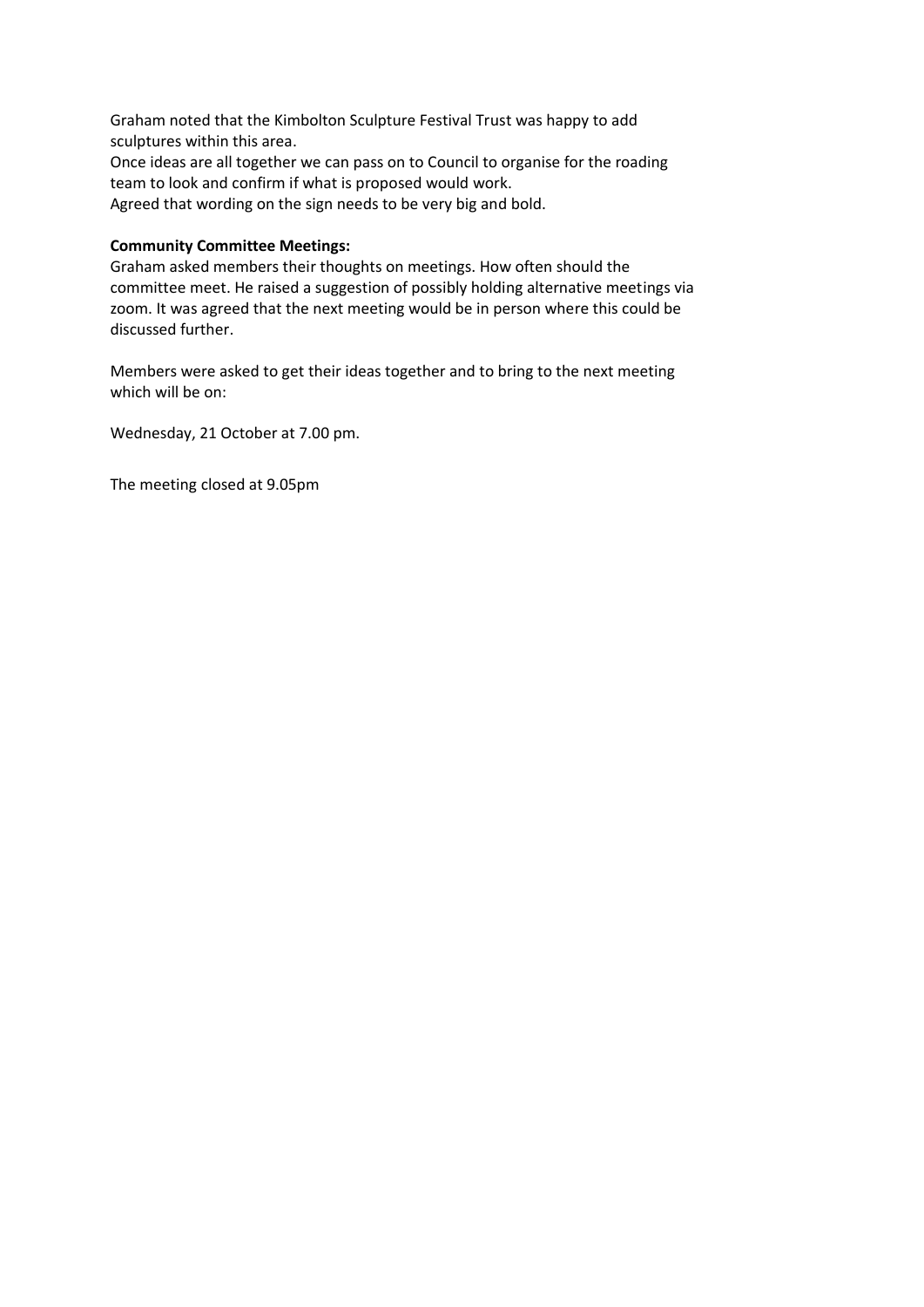Graham noted that the Kimbolton Sculpture Festival Trust was happy to add sculptures within this area.
Once ideas are all together we can pass on to Council to organise for the roading team to look and confirm if what is proposed would work.
Agreed that wording on the sign needs to be very big and bold.

**Community Committee Meetings:**
Graham asked members their thoughts on meetings. How often should the committee meet. He raised a suggestion of possibly holding alternative meetings via zoom. It was agreed that the next meeting would be in person where this could be discussed further.

Members were asked to get their ideas together and to bring to the next meeting which will be on:

Wednesday, 21 October at 7.00 pm.

The meeting closed at 9.05pm